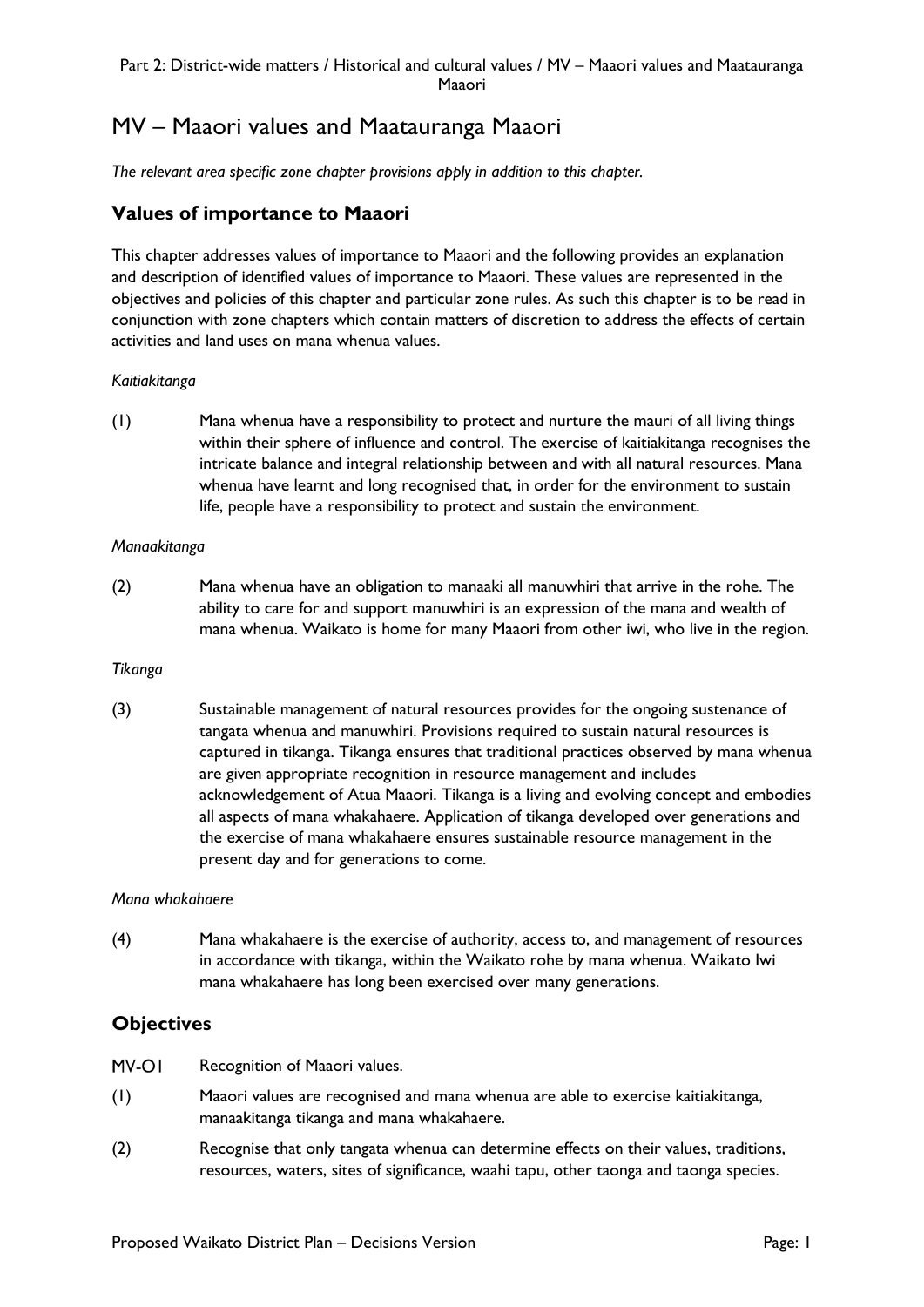# MV – Maaori values and Maatauranga Maaori

*The relevant area specific zone chapter provisions apply in addition to this chapter.*

## Values of importance to Maaori

This chapter addresses values of importance to Maaori and the following provides an explanation and description of identified values of importance to Maaori. These values are represented in the objectives and policies of this chapter and particular zone rules. As such this chapter is to be read in conjunction with zone chapters which contain matters of discretion to address the effects of certain activities and land uses on mana whenua values.

*Kaitiakitanga*

(1) Mana whenua have a responsibility to protect and nurture the mauri of all living things within their sphere of influence and control. The exercise of kaitiakitanga recognises the intricate balance and integral relationship between and with all natural resources. Mana whenua have learnt and long recognised that, in order for the environment to sustain life, people have a responsibility to protect and sustain the environment.

*Manaakitanga*

(2) Mana whenua have an obligation to manaaki all manuwhiri that arrive in the rohe. The ability to care for and support manuwhiri is an expression of the mana and wealth of mana whenua. Waikato is home for many Maaori from other iwi, who live in the region.

*Tikanga*

(3) Sustainable management of natural resources provides for the ongoing sustenance of tangata whenua and manuwhiri. Provisions required to sustain natural resources is captured in tikanga. Tikanga ensures that traditional practices observed by mana whenua are given appropriate recognition in resource management and includes acknowledgement of Atua Maaori. Tikanga is a living and evolving concept and embodies all aspects of mana whakahaere. Application of tikanga developed over generations and the exercise of mana whakahaere ensures sustainable resource management in the present day and for generations to come.

*Mana whakahaere*

(4) Mana whakahaere is the exercise of authority, access to, and management of resources in accordance with tikanga, within the Waikato rohe by mana whenua. Waikato Iwi mana whakahaere has long been exercised over many generations.

## Objectives

MV-O1 Recognition of Maaori values.

(1) Maaori values are recognised and mana whenua are able to exercise kaitiakitanga, manaakitanga tikanga and mana whakahaere.

(2) Recognise that only tangata whenua can determine effects on their values, traditions, resources, waters, sites of significance, waahi tapu, other taonga and taonga species.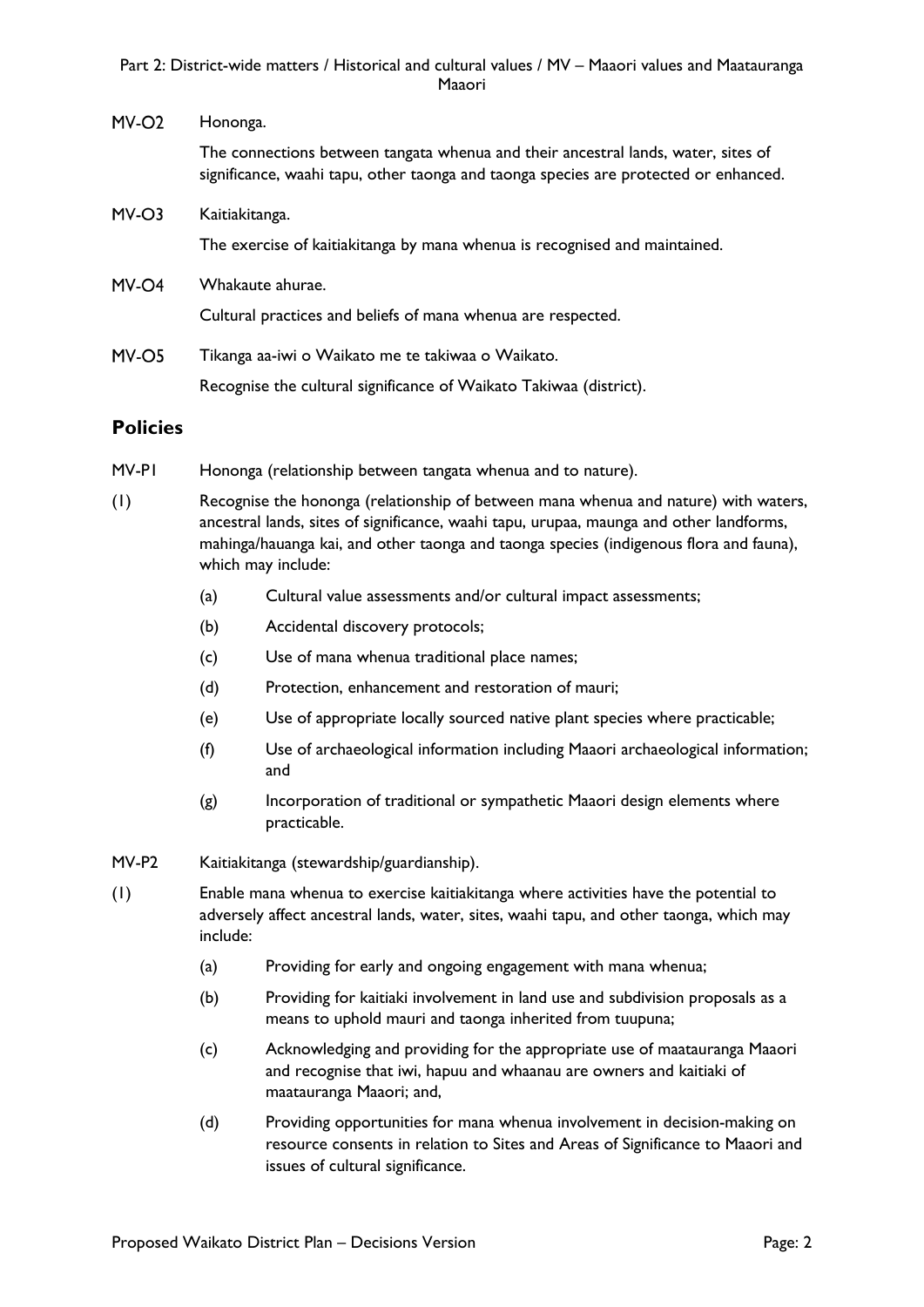MV-O2 Hononga.

The connections between tangata whenua and their ancestral lands, water, sites of significance, waahi tapu, other taonga and taonga species are protected or enhanced.

MV-O3 Kaitiakitanga.

The exercise of kaitiakitanga by mana whenua is recognised and maintained.

MV-O4 Whakaute ahurae.

Cultural practices and beliefs of mana whenua are respected.

MV-O5 Tikanga aa-iwi o Waikato me te takiwaa o Waikato.

Recognise the cultural significance of Waikato Takiwaa (district).

## Policies

MV-P1 Hononga (relationship between tangata whenua and to nature).

(1) Recognise the hononga (relationship of between mana whenua and nature) with waters, ancestral lands, sites of significance, waahi tapu, urupaa, maunga and other landforms, mahinga/hauanga kai, and other taonga and taonga species (indigenous flora and fauna), which may include:

- (a) Cultural value assessments and/or cultural impact assessments;
- (b) Accidental discovery protocols;
- (c) Use of mana whenua traditional place names;
- (d) Protection, enhancement and restoration of mauri;
- (e) Use of appropriate locally sourced native plant species where practicable;
- (f) Use of archaeological information including Maaori archaeological information; and
- (g) Incorporation of traditional or sympathetic Maaori design elements where practicable.

MV-P2 Kaitiakitanga (stewardship/guardianship).

(1) Enable mana whenua to exercise kaitiakitanga where activities have the potential to adversely affect ancestral lands, water, sites, waahi tapu, and other taonga, which may include:

- (a) Providing for early and ongoing engagement with mana whenua;
- (b) Providing for kaitiaki involvement in land use and subdivision proposals as a means to uphold mauri and taonga inherited from tuupuna;
- (c) Acknowledging and providing for the appropriate use of maatauranga Maaori and recognise that iwi, hapuu and whaanau are owners and kaitiaki of maatauranga Maaori; and,
- (d) Providing opportunities for mana whenua involvement in decision-making on resource consents in relation to Sites and Areas of Significance to Maaori and issues of cultural significance.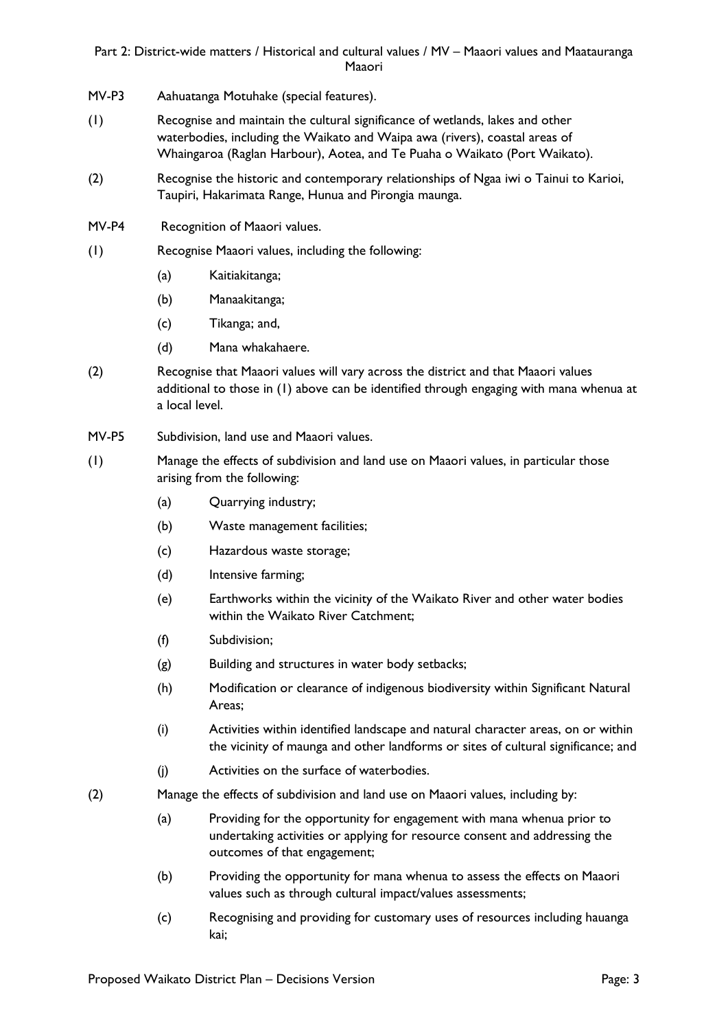MV-P3 Aahuatanga Motuhake (special features).

(1) Recognise and maintain the cultural significance of wetlands, lakes and other waterbodies, including the Waikato and Waipa awa (rivers), coastal areas of Whaingaroa (Raglan Harbour), Aotea, and Te Puaha o Waikato (Port Waikato).

(2) Recognise the historic and contemporary relationships of Ngaa iwi o Tainui to Karioi, Taupiri, Hakarimata Range, Hunua and Pirongia maunga.

MV-P4 Recognition of Maaori values.

(1) Recognise Maaori values, including the following:

- (a) Kaitiakitanga;
- (b) Manaakitanga;
- (c) Tikanga; and,
- (d) Mana whakahaere.

(2) Recognise that Maaori values will vary across the district and that Maaori values additional to those in (1) above can be identified through engaging with mana whenua at a local level.

MV-P5 Subdivision, land use and Maaori values.

(1) Manage the effects of subdivision and land use on Maaori values, in particular those arising from the following:

- (a) Quarrying industry;
- (b) Waste management facilities;
- (c) Hazardous waste storage;
- (d) Intensive farming;
- (e) Earthworks within the vicinity of the Waikato River and other water bodies within the Waikato River Catchment;
- (f) Subdivision;
- (g) Building and structures in water body setbacks;
- (h) Modification or clearance of indigenous biodiversity within Significant Natural Areas;
- (i) Activities within identified landscape and natural character areas, on or within the vicinity of maunga and other landforms or sites of cultural significance; and
- (j) Activities on the surface of waterbodies.

(2) Manage the effects of subdivision and land use on Maaori values, including by:

- (a) Providing for the opportunity for engagement with mana whenua prior to undertaking activities or applying for resource consent and addressing the outcomes of that engagement;
- (b) Providing the opportunity for mana whenua to assess the effects on Maaori values such as through cultural impact/values assessments;
- (c) Recognising and providing for customary uses of resources including hauanga kai;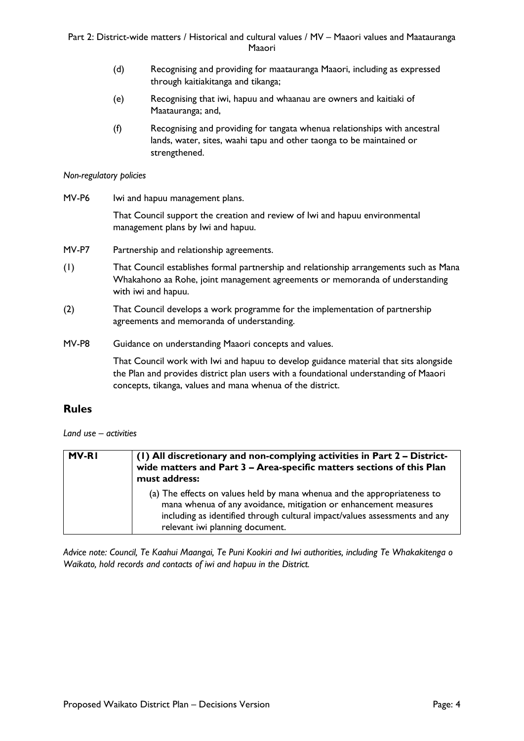(d) Recognising and providing for maatauranga Maaori, including as expressed through kaitiakitanga and tikanga;

(e) Recognising that iwi, hapuu and whaanau are owners and kaitiaki of Maatauranga; and,

(f) Recognising and providing for tangata whenua relationships with ancestral lands, water, sites, waahi tapu and other taonga to be maintained or strengthened.

*Non-regulatory policies*

MV-P6 Iwi and hapuu management plans.

That Council support the creation and review of Iwi and hapuu environmental management plans by Iwi and hapuu.

MV-P7 Partnership and relationship agreements.

(1) That Council establishes formal partnership and relationship arrangements such as Mana Whakahono aa Rohe, joint management agreements or memoranda of understanding with iwi and hapuu.

(2) That Council develops a work programme for the implementation of partnership agreements and memoranda of understanding.

MV-P8 Guidance on understanding Maaori concepts and values.

That Council work with Iwi and hapuu to develop guidance material that sits alongside the Plan and provides district plan users with a foundational understanding of Maaori concepts, tikanga, values and mana whenua of the district.

## Rules

*Land use – activities*

| | |
|---|---|
| **MV-R1** | **(1) All discretionary and non-complying activities in Part 2 – District-wide matters and Part 3 – Area-specific matters sections of this Plan must address:** |
| | (a) The effects on values held by mana whenua and the appropriateness to mana whenua of any avoidance, mitigation or enhancement measures including as identified through cultural impact/values assessments and any relevant iwi planning document. |

*Advice note: Council, Te Kaahui Maangai, Te Puni Kookiri and Iwi authorities, including Te Whakakitenga o Waikato, hold records and contacts of iwi and hapuu in the District.*